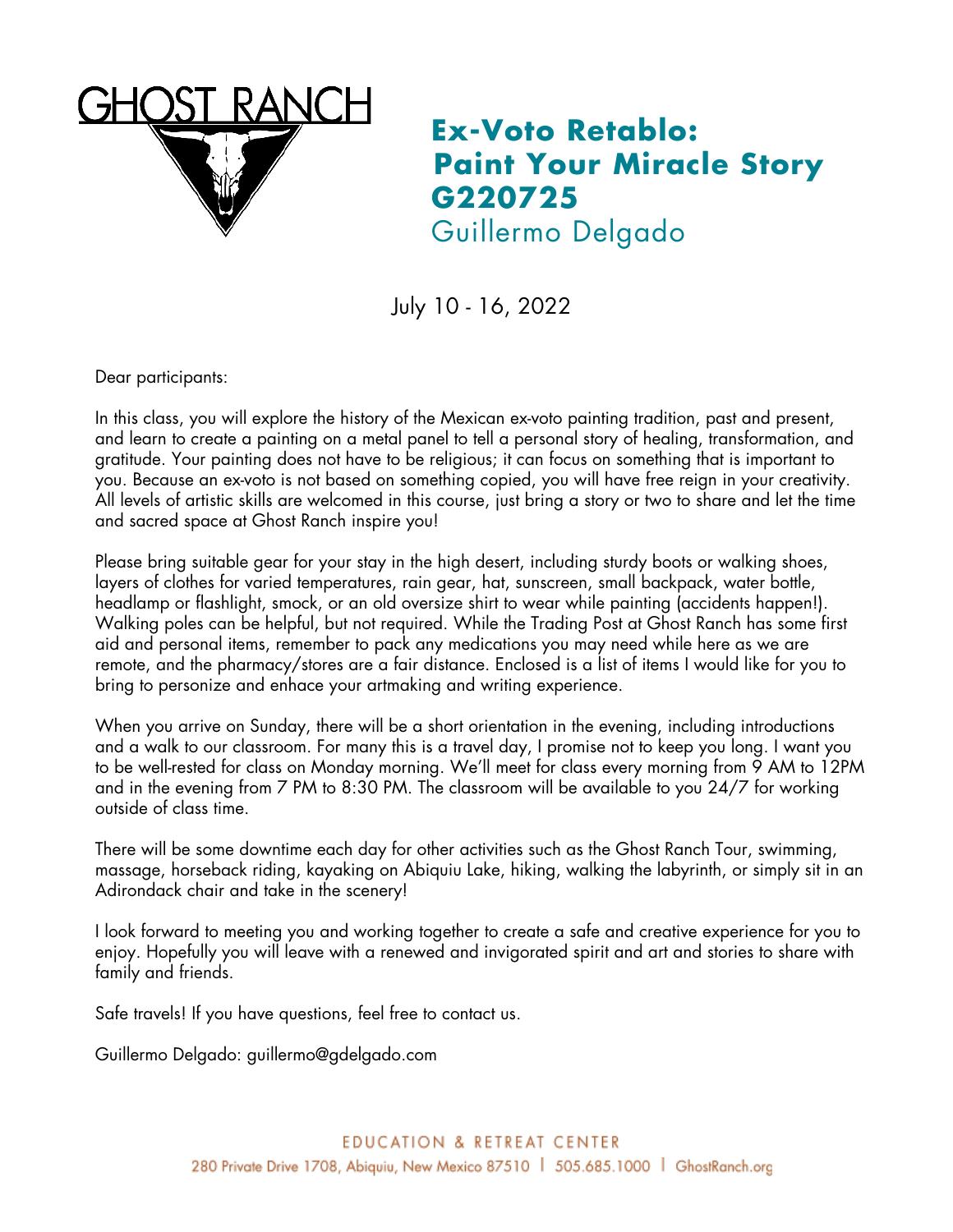GHOST RANCH

# Ex-Voto Retablo: Paint Your Miracle Story G220725

## Guillermo Delgado

July 10 - 16, 2022

Dear participants:

In this class, you will explore the history of the Mexican ex-voto painting tradition, past and present, and learn to create a painting on a metal panel to tell a personal story of healing, transformation, and gratitude. Your painting does not have to be religious; it can focus on something that is important to you. Because an ex-voto is not based on something copied, you will have free reign in your creativity. All levels of artistic skills are welcomed in this course, just bring a story or two to share and let the time and sacred space at Ghost Ranch inspire you!

Please bring suitable gear for your stay in the high desert, including sturdy boots or walking shoes, layers of clothes for varied temperatures, rain gear, hat, sunscreen, small backpack, water bottle, headlamp or flashlight, smock, or an old oversize shirt to wear while painting (accidents happen!). Walking poles can be helpful, but not required. While the Trading Post at Ghost Ranch has some first aid and personal items, remember to pack any medications you may need while here as we are remote, and the pharmacy/stores are a fair distance. Enclosed is a list of items I would like for you to bring to personize and enhace your artmaking and writing experience.

When you arrive on Sunday, there will be a short orientation in the evening, including introductions and a walk to our classroom. For many this is a travel day, I promise not to keep you long. I want you to be well-rested for class on Monday morning. We'll meet for class every morning from 9 AM to 12PM and in the evening from 7 PM to 8:30 PM. The classroom will be available to you 24/7 for working outside of class time.

There will be some downtime each day for other activities such as the Ghost Ranch Tour, swimming, massage, horseback riding, kayaking on Abiquiu Lake, hiking, walking the labyrinth, or simply sit in an Adirondack chair and take in the scenery!

I look forward to meeting you and working together to create a safe and creative experience for you to enjoy. Hopefully you will leave with a renewed and invigorated spirit and art and stories to share with family and friends.

Safe travels! If you have questions, feel free to contact us.

Guillermo Delgado: guillermo@gdelgado.com

EDUCATION & RETREAT CENTER
280 Private Drive 1708, Abiquiu, New Mexico 87510 | 505.685.1000 | GhostRanch.org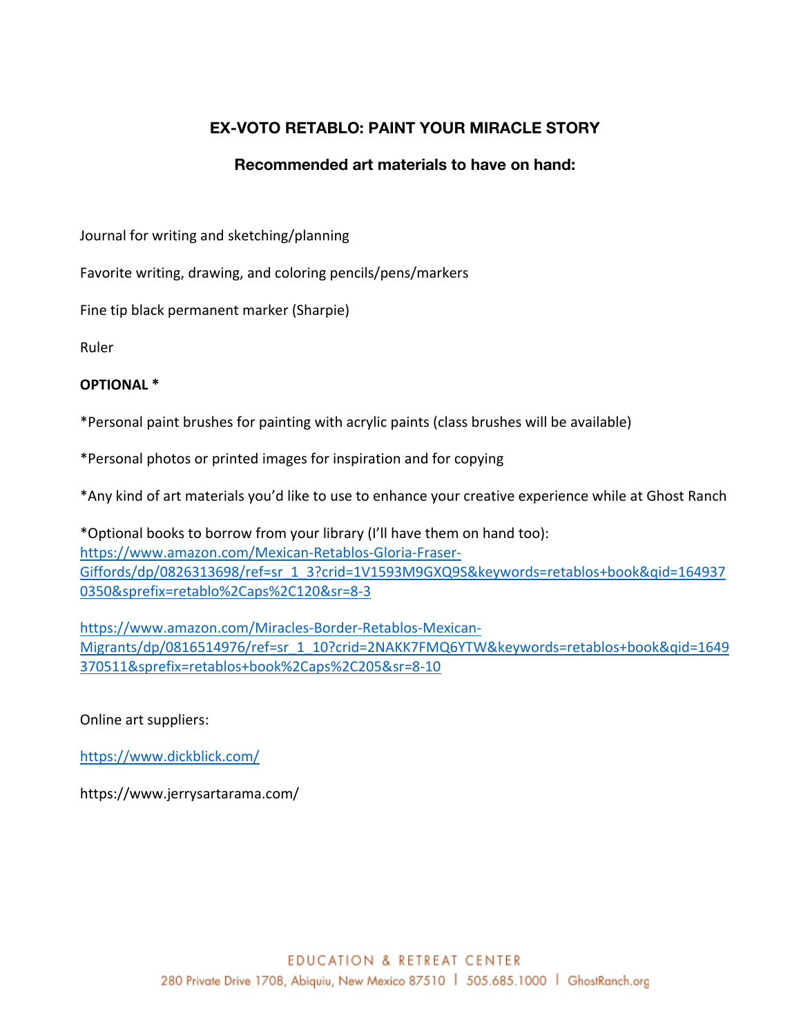## EX-VOTO RETABLO: PAINT YOUR MIRACLE STORY

### Recommended art materials to have on hand:

Journal for writing and sketching/planning

Favorite writing, drawing, and coloring pencils/pens/markers

Fine tip black permanent marker (Sharpie)

Ruler

**OPTIONAL ***

*Personal paint brushes for painting with acrylic paints (class brushes will be available)

*Personal photos or printed images for inspiration and for copying

*Any kind of art materials you'd like to use to enhance your creative experience while at Ghost Ranch

*Optional books to borrow from your library (I'll have them on hand too):
https://www.amazon.com/Mexican-Retablos-Gloria-Fraser-Giffords/dp/0826313698/ref=sr_1_3?crid=1V1593M9GXQ9S&keywords=retablos+book&qid=1649370350&sprefix=retablo%2Caps%2C120&sr=8-3

https://www.amazon.com/Miracles-Border-Retablos-Mexican-Migrants/dp/0816514976/ref=sr_1_10?crid=2NAKK7FMQ6YTW&keywords=retablos+book&qid=1649370511&sprefix=retablos+book%2Caps%2C205&sr=8-10

Online art suppliers:

https://www.dickblick.com/

https://www.jerrysartarama.com/

EDUCATION & RETREAT CENTER
280 Private Drive 1708, Abiquiu, New Mexico 87510 | 505.685.1000 | GhostRanch.org